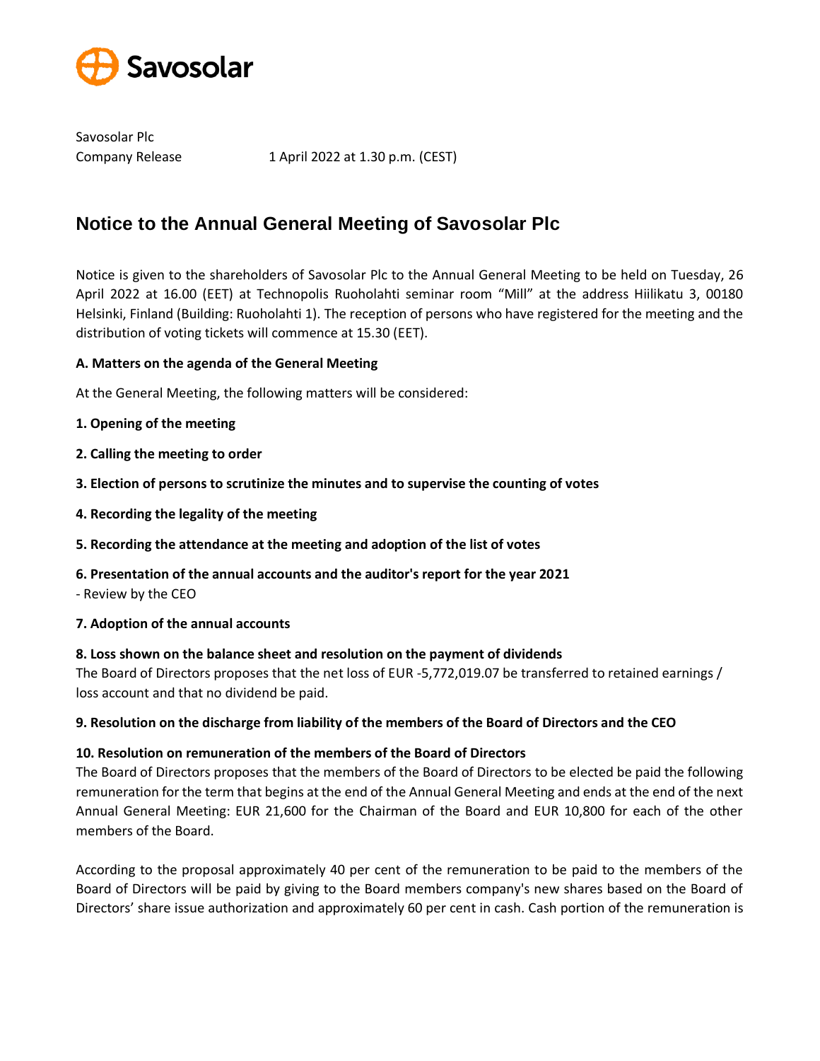Savosolar Plc
Company Release 1 April 2022 at 1.30 p.m. (CEST)

# Notice to the Annual General Meeting of Savosolar Plc

Notice is given to the shareholders of Savosolar Plc to the Annual General Meeting to be held on Tuesday, 26 April 2022 at 16.00 (EET) at Technopolis Ruoholahti seminar room "Mill" at the address Hiilikatu 3, 00180 Helsinki, Finland (Building: Ruoholahti 1). The reception of persons who have registered for the meeting and the distribution of voting tickets will commence at 15.30 (EET).

**A. Matters on the agenda of the General Meeting**

At the General Meeting, the following matters will be considered:

**1. Opening of the meeting**

**2. Calling the meeting to order**

**3. Election of persons to scrutinize the minutes and to supervise the counting of votes**

**4. Recording the legality of the meeting**

**5. Recording the attendance at the meeting and adoption of the list of votes**

**6. Presentation of the annual accounts and the auditor's report for the year 2021**
- Review by the CEO

**7. Adoption of the annual accounts**

**8. Loss shown on the balance sheet and resolution on the payment of dividends**
The Board of Directors proposes that the net loss of EUR -5,772,019.07 be transferred to retained earnings / loss account and that no dividend be paid.

**9. Resolution on the discharge from liability of the members of the Board of Directors and the CEO**

**10. Resolution on remuneration of the members of the Board of Directors**
The Board of Directors proposes that the members of the Board of Directors to be elected be paid the following remuneration for the term that begins at the end of the Annual General Meeting and ends at the end of the next Annual General Meeting: EUR 21,600 for the Chairman of the Board and EUR 10,800 for each of the other members of the Board.

According to the proposal approximately 40 per cent of the remuneration to be paid to the members of the Board of Directors will be paid by giving to the Board members company's new shares based on the Board of Directors' share issue authorization and approximately 60 per cent in cash. Cash portion of the remuneration is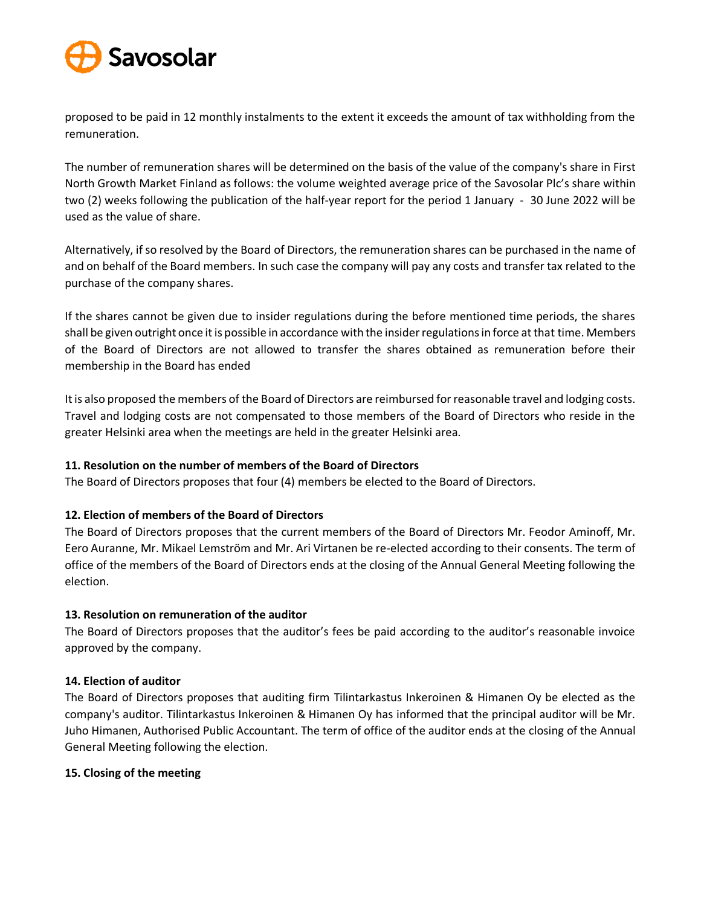proposed to be paid in 12 monthly instalments to the extent it exceeds the amount of tax withholding from the remuneration.

The number of remuneration shares will be determined on the basis of the value of the company's share in First North Growth Market Finland as follows: the volume weighted average price of the Savosolar Plc's share within two (2) weeks following the publication of the half-year report for the period 1 January - 30 June 2022 will be used as the value of share.

Alternatively, if so resolved by the Board of Directors, the remuneration shares can be purchased in the name of and on behalf of the Board members. In such case the company will pay any costs and transfer tax related to the purchase of the company shares.

If the shares cannot be given due to insider regulations during the before mentioned time periods, the shares shall be given outright once it is possible in accordance with the insider regulations in force at that time. Members of the Board of Directors are not allowed to transfer the shares obtained as remuneration before their membership in the Board has ended

It is also proposed the members of the Board of Directors are reimbursed for reasonable travel and lodging costs. Travel and lodging costs are not compensated to those members of the Board of Directors who reside in the greater Helsinki area when the meetings are held in the greater Helsinki area.

**11. Resolution on the number of members of the Board of Directors**
The Board of Directors proposes that four (4) members be elected to the Board of Directors.

**12. Election of members of the Board of Directors**
The Board of Directors proposes that the current members of the Board of Directors Mr. Feodor Aminoff, Mr. Eero Auranne, Mr. Mikael Lemström and Mr. Ari Virtanen be re-elected according to their consents. The term of office of the members of the Board of Directors ends at the closing of the Annual General Meeting following the election.

**13. Resolution on remuneration of the auditor**
The Board of Directors proposes that the auditor's fees be paid according to the auditor's reasonable invoice approved by the company.

**14. Election of auditor**
The Board of Directors proposes that auditing firm Tilintarkastus Inkeroinen & Himanen Oy be elected as the company's auditor. Tilintarkastus Inkeroinen & Himanen Oy has informed that the principal auditor will be Mr. Juho Himanen, Authorised Public Accountant. The term of office of the auditor ends at the closing of the Annual General Meeting following the election.

**15. Closing of the meeting**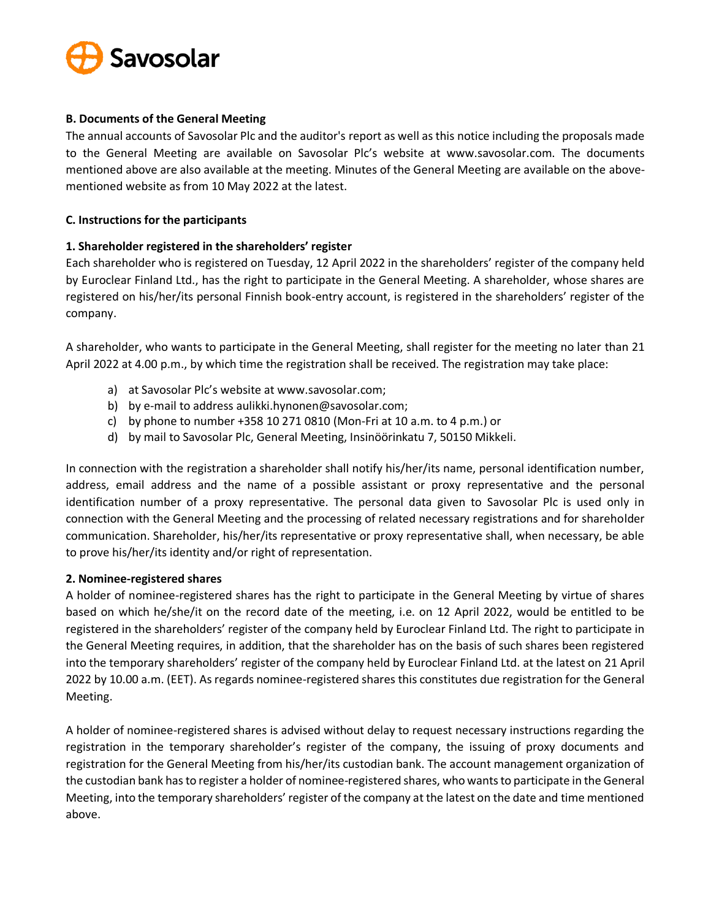**B. Documents of the General Meeting**

The annual accounts of Savosolar Plc and the auditor's report as well as this notice including the proposals made to the General Meeting are available on Savosolar Plc's website at www.savosolar.com. The documents mentioned above are also available at the meeting. Minutes of the General Meeting are available on the above-mentioned website as from 10 May 2022 at the latest.

**C. Instructions for the participants**

**1. Shareholder registered in the shareholders' register**

Each shareholder who is registered on Tuesday, 12 April 2022 in the shareholders' register of the company held by Euroclear Finland Ltd., has the right to participate in the General Meeting. A shareholder, whose shares are registered on his/her/its personal Finnish book-entry account, is registered in the shareholders' register of the company.

A shareholder, who wants to participate in the General Meeting, shall register for the meeting no later than 21 April 2022 at 4.00 p.m., by which time the registration shall be received. The registration may take place:

a) at Savosolar Plc's website at www.savosolar.com;
b) by e-mail to address aulikki.hynonen@savosolar.com;
c) by phone to number +358 10 271 0810 (Mon-Fri at 10 a.m. to 4 p.m.) or
d) by mail to Savosolar Plc, General Meeting, Insinöörinkatu 7, 50150 Mikkeli.

In connection with the registration a shareholder shall notify his/her/its name, personal identification number, address, email address and the name of a possible assistant or proxy representative and the personal identification number of a proxy representative. The personal data given to Savosolar Plc is used only in connection with the General Meeting and the processing of related necessary registrations and for shareholder communication. Shareholder, his/her/its representative or proxy representative shall, when necessary, be able to prove his/her/its identity and/or right of representation.

**2. Nominee-registered shares**

A holder of nominee-registered shares has the right to participate in the General Meeting by virtue of shares based on which he/she/it on the record date of the meeting, i.e. on 12 April 2022, would be entitled to be registered in the shareholders' register of the company held by Euroclear Finland Ltd. The right to participate in the General Meeting requires, in addition, that the shareholder has on the basis of such shares been registered into the temporary shareholders' register of the company held by Euroclear Finland Ltd. at the latest on 21 April 2022 by 10.00 a.m. (EET). As regards nominee-registered shares this constitutes due registration for the General Meeting.

A holder of nominee-registered shares is advised without delay to request necessary instructions regarding the registration in the temporary shareholder's register of the company, the issuing of proxy documents and registration for the General Meeting from his/her/its custodian bank. The account management organization of the custodian bank has to register a holder of nominee-registered shares, who wants to participate in the General Meeting, into the temporary shareholders' register of the company at the latest on the date and time mentioned above.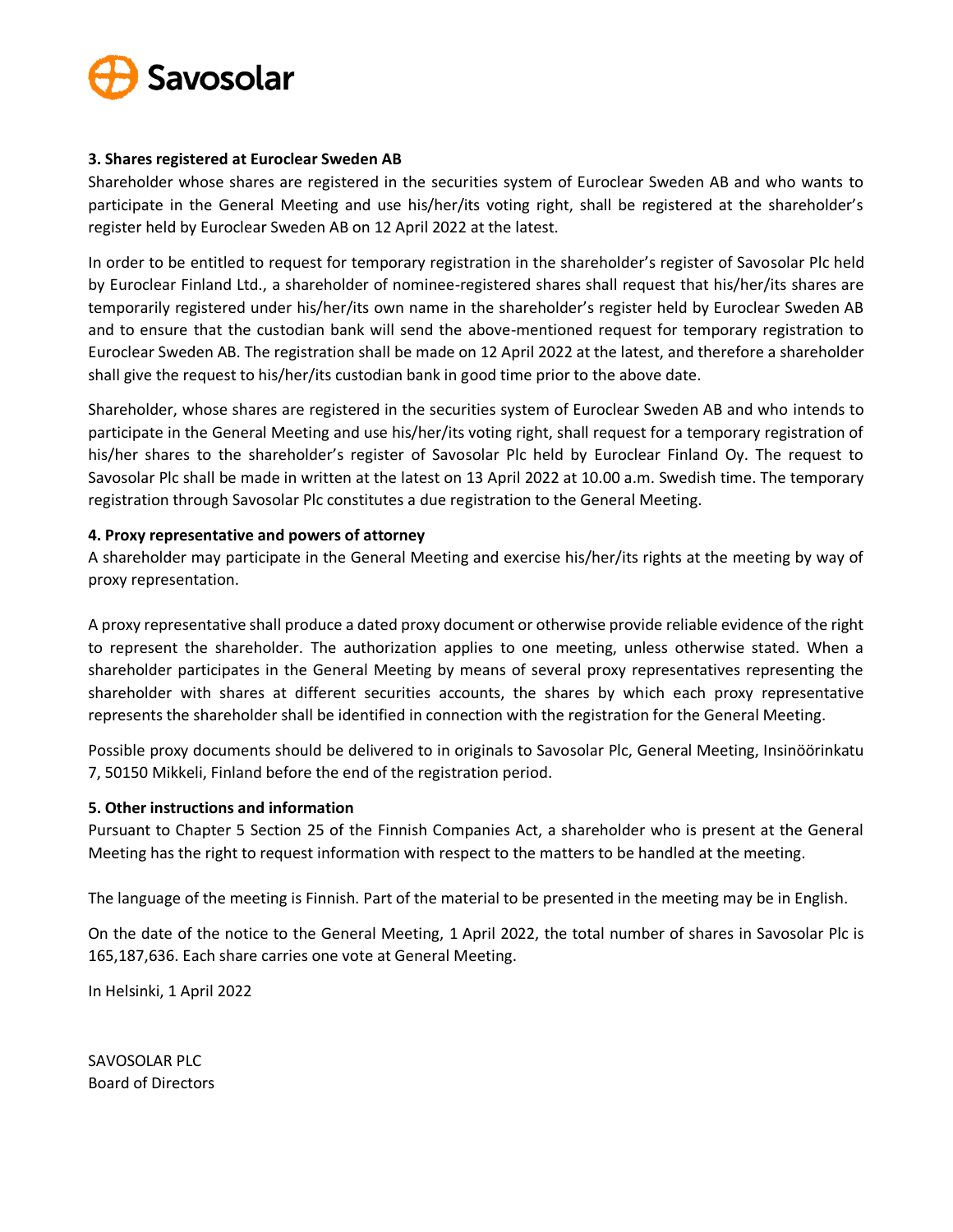**3. Shares registered at Euroclear Sweden AB**

Shareholder whose shares are registered in the securities system of Euroclear Sweden AB and who wants to participate in the General Meeting and use his/her/its voting right, shall be registered at the shareholder's register held by Euroclear Sweden AB on 12 April 2022 at the latest.

In order to be entitled to request for temporary registration in the shareholder's register of Savosolar Plc held by Euroclear Finland Ltd., a shareholder of nominee-registered shares shall request that his/her/its shares are temporarily registered under his/her/its own name in the shareholder's register held by Euroclear Sweden AB and to ensure that the custodian bank will send the above-mentioned request for temporary registration to Euroclear Sweden AB. The registration shall be made on 12 April 2022 at the latest, and therefore a shareholder shall give the request to his/her/its custodian bank in good time prior to the above date.

Shareholder, whose shares are registered in the securities system of Euroclear Sweden AB and who intends to participate in the General Meeting and use his/her/its voting right, shall request for a temporary registration of his/her shares to the shareholder's register of Savosolar Plc held by Euroclear Finland Oy. The request to Savosolar Plc shall be made in written at the latest on 13 April 2022 at 10.00 a.m. Swedish time. The temporary registration through Savosolar Plc constitutes a due registration to the General Meeting.

**4. Proxy representative and powers of attorney**

A shareholder may participate in the General Meeting and exercise his/her/its rights at the meeting by way of proxy representation.

A proxy representative shall produce a dated proxy document or otherwise provide reliable evidence of the right to represent the shareholder. The authorization applies to one meeting, unless otherwise stated. When a shareholder participates in the General Meeting by means of several proxy representatives representing the shareholder with shares at different securities accounts, the shares by which each proxy representative represents the shareholder shall be identified in connection with the registration for the General Meeting.

Possible proxy documents should be delivered to in originals to Savosolar Plc, General Meeting, Insinöörinkatu 7, 50150 Mikkeli, Finland before the end of the registration period.

**5. Other instructions and information**

Pursuant to Chapter 5 Section 25 of the Finnish Companies Act, a shareholder who is present at the General Meeting has the right to request information with respect to the matters to be handled at the meeting.

The language of the meeting is Finnish. Part of the material to be presented in the meeting may be in English.

On the date of the notice to the General Meeting, 1 April 2022, the total number of shares in Savosolar Plc is 165,187,636. Each share carries one vote at General Meeting.

In Helsinki, 1 April 2022

SAVOSOLAR PLC
Board of Directors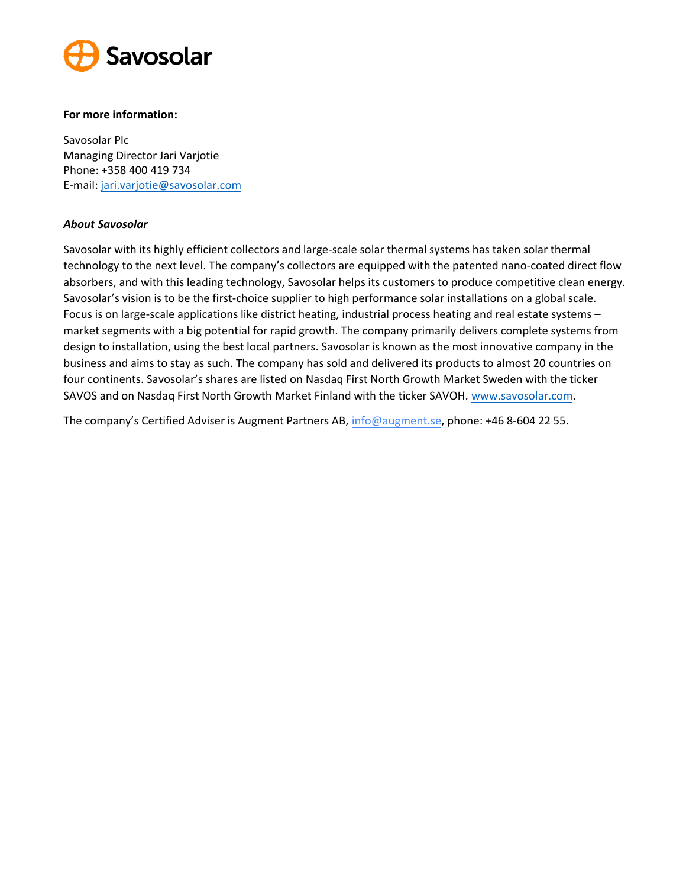**For more information:**

Savosolar Plc
Managing Director Jari Varjotie
Phone: +358 400 419 734
E-mail: jari.varjotie@savosolar.com

***About Savosolar***

Savosolar with its highly efficient collectors and large-scale solar thermal systems has taken solar thermal technology to the next level. The company's collectors are equipped with the patented nano-coated direct flow absorbers, and with this leading technology, Savosolar helps its customers to produce competitive clean energy. Savosolar's vision is to be the first-choice supplier to high performance solar installations on a global scale. Focus is on large-scale applications like district heating, industrial process heating and real estate systems – market segments with a big potential for rapid growth. The company primarily delivers complete systems from design to installation, using the best local partners. Savosolar is known as the most innovative company in the business and aims to stay as such. The company has sold and delivered its products to almost 20 countries on four continents. Savosolar's shares are listed on Nasdaq First North Growth Market Sweden with the ticker SAVOS and on Nasdaq First North Growth Market Finland with the ticker SAVOH. www.savosolar.com.

The company's Certified Adviser is Augment Partners AB, info@augment.se, phone: +46 8-604 22 55.